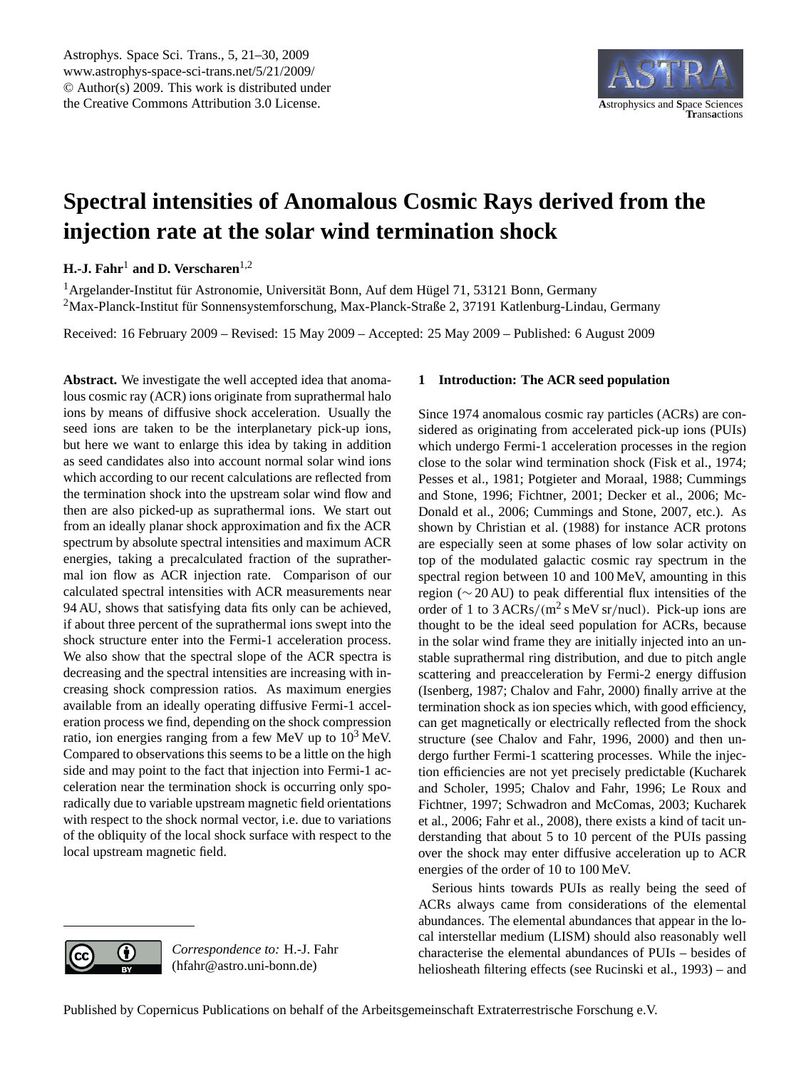# Spectral intensities of Anomalous Cosmic Rays derived from the injection rate at the solar wind termination shock

**H.-J. Fahr**[1] **and D. Verscharen**[1,2]

[1] Argelander-Institut für Astronomie, Universität Bonn, Auf dem Hügel 71, 53121 Bonn, Germany

[2] Max-Planck-Institut für Sonnensystemforschung, Max-Planck-Straße 2, 37191 Katlenburg-Lindau, Germany

Received: 16 February 2009 – Revised: 15 May 2009 – Accepted: 25 May 2009 – Published: 6 August 2009

**Abstract.** We investigate the well accepted idea that anomalous cosmic ray (ACR) ions originate from suprathermal halo ions by means of diffusive shock acceleration. Usually the seed ions are taken to be the interplanetary pick-up ions, but here we want to enlarge this idea by taking in addition as seed candidates also into account normal solar wind ions which according to our recent calculations are reflected from the termination shock into the upstream solar wind flow and then are also picked-up as suprathermal ions. We start out from an ideally planar shock approximation and fix the ACR spectrum by absolute spectral intensities and maximum ACR energies, taking a precalculated fraction of the suprathermal ion flow as ACR injection rate. Comparison of our calculated spectral intensities with ACR measurements near 94 AU, shows that satisfying data fits only can be achieved, if about three percent of the suprathermal ions swept into the shock structure enter into the Fermi-1 acceleration process. We also show that the spectral slope of the ACR spectra is decreasing and the spectral intensities are increasing with increasing shock compression ratios. As maximum energies available from an ideally operating diffusive Fermi-1 acceleration process we find, depending on the shock compression ratio, ion energies ranging from a few MeV up to $10^3$ MeV. Compared to observations this seems to be a little on the high side and may point to the fact that injection into Fermi-1 acceleration near the termination shock is occurring only sporadically due to variable upstream magnetic field orientations with respect to the shock normal vector, i.e. due to variations of the obliquity of the local shock surface with respect to the local upstream magnetic field.

## 1 Introduction: The ACR seed population

Since 1974 anomalous cosmic ray particles (ACRs) are considered as originating from accelerated pick-up ions (PUIs) which undergo Fermi-1 acceleration processes in the region close to the solar wind termination shock (Fisk et al., 1974; Pesses et al., 1981; Potgieter and Moraal, 1988; Cummings and Stone, 1996; Fichtner, 2001; Decker et al., 2006; McDonald et al., 2006; Cummings and Stone, 2007, etc.). As shown by Christian et al. (1988) for instance ACR protons are especially seen at some phases of low solar activity on top of the modulated galactic cosmic ray spectrum in the spectral region between 10 and 100 MeV, amounting in this region ($\sim 20$ AU) to peak differential flux intensities of the order of 1 to $3\,\mathrm{ACRs}/(\mathrm{m}^2\,\mathrm{s}\,\mathrm{MeV}\,\mathrm{sr/nucl})$. Pick-up ions are thought to be the ideal seed population for ACRs, because in the solar wind frame they are initially injected into an unstable suprathermal ring distribution, and due to pitch angle scattering and preacceleration by Fermi-2 energy diffusion (Isenberg, 1987; Chalov and Fahr, 2000) finally arrive at the termination shock as ion species which, with good efficiency, can get magnetically or electrically reflected from the shock structure (see Chalov and Fahr, 1996, 2000) and then undergo further Fermi-1 scattering processes. While the injection efficiencies are not yet precisely predictable (Kucharek and Scholer, 1995; Chalov and Fahr, 1996; Le Roux and Fichtner, 1997; Schwadron and McComas, 2003; Kucharek et al., 2006; Fahr et al., 2008), there exists a kind of tacit understanding that about 5 to 10 percent of the PUIs passing over the shock may enter diffusive acceleration up to ACR energies of the order of 10 to 100 MeV.

Serious hints towards PUIs as really being the seed of ACRs always came from considerations of the elemental abundances. The elemental abundances that appear in the local interstellar medium (LISM) should also reasonably well characterise the elemental abundances of PUIs – besides of heliosheath filtering effects (see Rucinski et al., 1993) – and

*Correspondence to:* H.-J. Fahr (hfahr@astro.uni-bonn.de)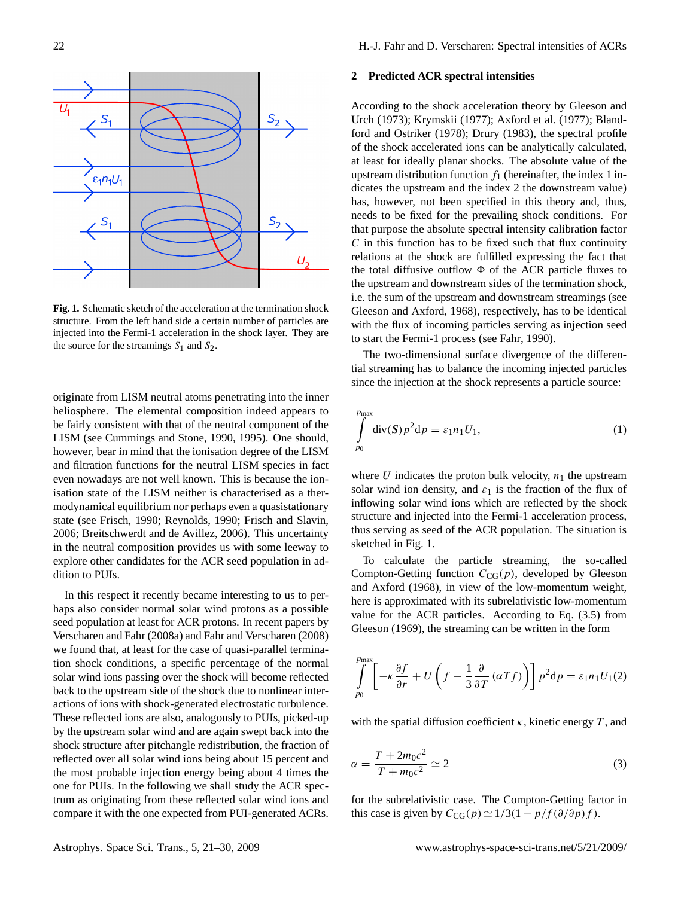**Fig. 1.** Schematic sketch of the acceleration at the termination shock structure. From the left hand side a certain number of particles are injected into the Fermi-1 acceleration in the shock layer. They are the source for the streamings $S_1$ and $S_2$.

originate from LISM neutral atoms penetrating into the inner heliosphere. The elemental composition indeed appears to be fairly consistent with that of the neutral component of the LISM (see Cummings and Stone, 1990, 1995). One should, however, bear in mind that the ionisation degree of the LISM and filtration functions for the neutral LISM species in fact even nowadays are not well known. This is because the ionisation state of the LISM neither is characterised as a thermodynamical equilibrium nor perhaps even a quasistationary state (see Frisch, 1990; Reynolds, 1990; Frisch and Slavin, 2006; Breitschwerdt and de Avillez, 2006). This uncertainty in the neutral composition provides us with some leeway to explore other candidates for the ACR seed population in addition to PUIs.

In this respect it recently became interesting to us to perhaps also consider normal solar wind protons as a possible seed population at least for ACR protons. In recent papers by Verscharen and Fahr (2008a) and Fahr and Verscharen (2008) we found that, at least for the case of quasi-parallel termination shock conditions, a specific percentage of the normal solar wind ions passing over the shock will become reflected back to the upstream side of the shock due to nonlinear interactions of ions with shock-generated electrostatic turbulence. These reflected ions are also, analogously to PUIs, picked-up by the upstream solar wind and are again swept back into the shock structure after pitchangle redistribution, the fraction of reflected over all solar wind ions being about 15 percent and the most probable injection energy being about 4 times the one for PUIs. In the following we shall study the ACR spectrum as originating from these reflected solar wind ions and compare it with the one expected from PUI-generated ACRs.

## 2 Predicted ACR spectral intensities

According to the shock acceleration theory by Gleeson and Urch (1973); Krymskii (1977); Axford et al. (1977); Blandford and Ostriker (1978); Drury (1983), the spectral profile of the shock accelerated ions can be analytically calculated, at least for ideally planar shocks. The absolute value of the upstream distribution function $f_1$ (hereinafter, the index 1 indicates the upstream and the index 2 the downstream value) has, however, not been specified in this theory and, thus, needs to be fixed for the prevailing shock conditions. For that purpose the absolute spectral intensity calibration factor $C$ in this function has to be fixed such that flux continuity relations at the shock are fulfilled expressing the fact that the total diffusive outflow $\Phi$ of the ACR particle fluxes to the upstream and downstream sides of the termination shock, i.e. the sum of the upstream and downstream streamings (see Gleeson and Axford, 1968), respectively, has to be identical with the flux of incoming particles serving as injection seed to start the Fermi-1 process (see Fahr, 1990).

The two-dimensional surface divergence of the differential streaming has to balance the incoming injected particles since the injection at the shock represents a particle source:

$$\int_{p_0}^{p_{\max}} \mathrm{div}(\boldsymbol{S}) p^2 \mathrm{d}p = \varepsilon_1 n_1 U_1, \tag{1}$$

where $U$ indicates the proton bulk velocity, $n_1$ the upstream solar wind ion density, and $\varepsilon_1$ is the fraction of the flux of inflowing solar wind ions which are reflected by the shock structure and injected into the Fermi-1 acceleration process, thus serving as seed of the ACR population. The situation is sketched in Fig. 1.

To calculate the particle streaming, the so-called Compton-Getting function $C_{\mathrm{CG}}(p)$, developed by Gleeson and Axford (1968), in view of the low-momentum weight, here is approximated with its subrelativistic low-momentum value for the ACR particles. According to Eq. (3.5) from Gleeson (1969), the streaming can be written in the form

$$\int_{p_0}^{p_{\max}} \left[ -\kappa \frac{\partial f}{\partial r} + U \left( f - \frac{1}{3} \frac{\partial}{\partial T} (\alpha T f) \right) \right] p^2 \mathrm{d}p = \varepsilon_1 n_1 U_1 \tag{2}$$

with the spatial diffusion coefficient $\kappa$, kinetic energy $T$, and

$$\alpha = \frac{T + 2m_0c^2}{T + m_0c^2} \simeq 2 \tag{3}$$

for the subrelativistic case. The Compton-Getting factor in this case is given by $C_{\mathrm{CG}}(p) \simeq 1/3(1 - p/f(\partial/\partial p)f)$.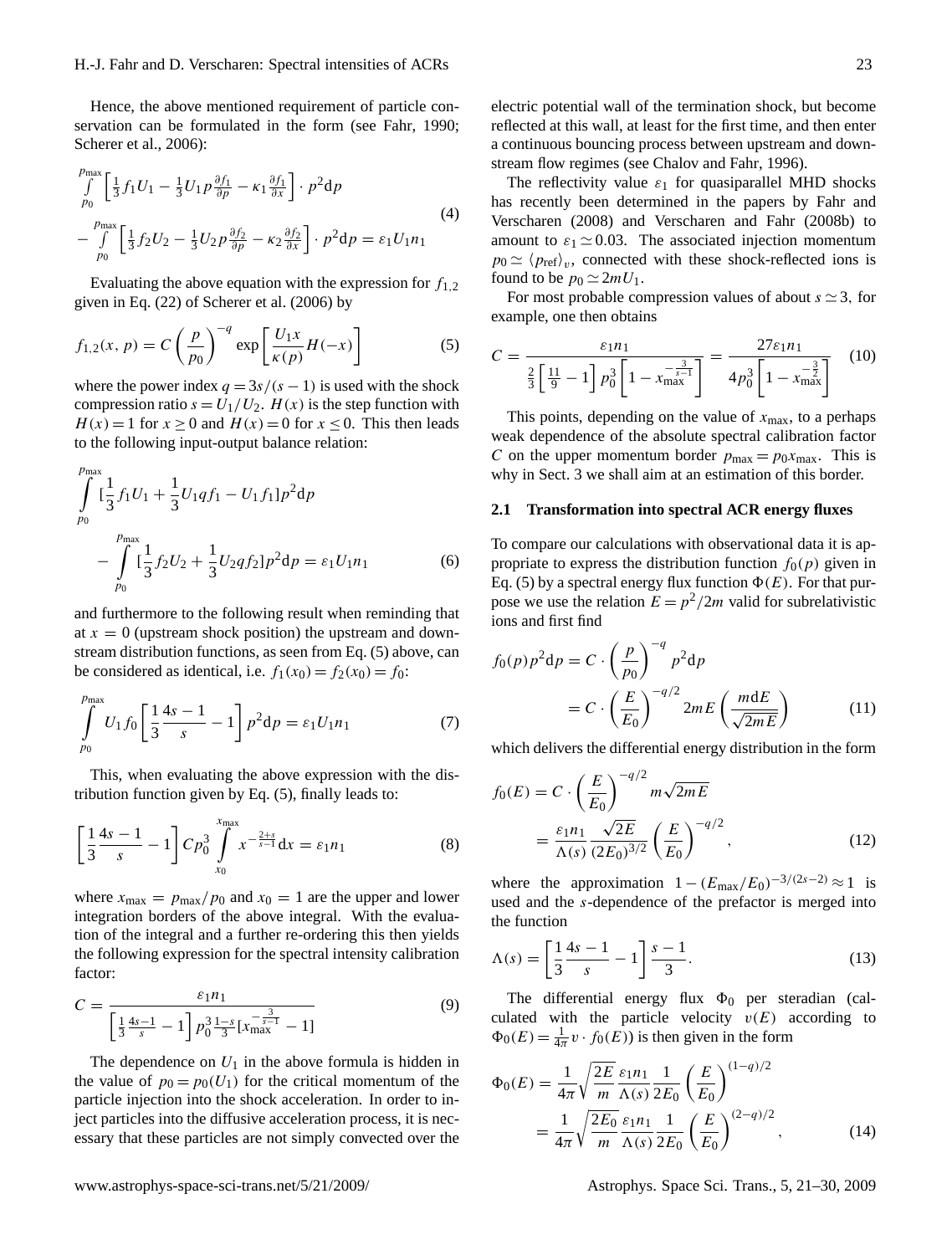Hence, the above mentioned requirement of particle conservation can be formulated in the form (see Fahr, 1990; Scherer et al., 2006):

$$
\begin{aligned}
&\int_{p_0}^{p_{\max}} \left[ \tfrac{1}{3} f_1 U_1 - \tfrac{1}{3} U_1 p \tfrac{\partial f_1}{\partial p} - \kappa_1 \tfrac{\partial f_1}{\partial x} \right] \cdot p^2 \mathrm{d}p \\
&- \int_{p_0}^{p_{\max}} \left[ \tfrac{1}{3} f_2 U_2 - \tfrac{1}{3} U_2 p \tfrac{\partial f_2}{\partial p} - \kappa_2 \tfrac{\partial f_2}{\partial x} \right] \cdot p^2 \mathrm{d}p = \varepsilon_1 U_1 n_1
\end{aligned} \tag{4}
$$

Evaluating the above equation with the expression for $f_{1,2}$ given in Eq. (22) of Scherer et al. (2006) by

$$
f_{1,2}(x, p) = C \left( \frac{p}{p_0} \right)^{-q} \exp \left[ \frac{U_1 x}{\kappa(p)} H(-x) \right] \tag{5}
$$

where the power index $q = 3s/(s-1)$ is used with the shock compression ratio $s = U_1/U_2$. $H(x)$ is the step function with $H(x) = 1$ for $x \geq 0$ and $H(x) = 0$ for $x \leq 0$. This then leads to the following input-output balance relation:

$$
\begin{aligned}
&\int_{p_0}^{p_{\max}} [\frac{1}{3} f_1 U_1 + \frac{1}{3} U_1 q f_1 - U_1 f_1] p^2 \mathrm{d}p \\
&\quad - \int_{p_0}^{p_{\max}} [\frac{1}{3} f_2 U_2 + \frac{1}{3} U_2 q f_2] p^2 \mathrm{d}p = \varepsilon_1 U_1 n_1
\end{aligned} \tag{6}
$$

and furthermore to the following result when reminding that at $x = 0$ (upstream shock position) the upstream and downstream distribution functions, as seen from Eq. (5) above, can be considered as identical, i.e. $f_1(x_0) = f_2(x_0) = f_0$:

$$
\int_{p_0}^{p_{\max}} U_1 f_0 \left[ \frac{1}{3} \frac{4s-1}{s} - 1 \right] p^2 \mathrm{d}p = \varepsilon_1 U_1 n_1 \tag{7}
$$

This, when evaluating the above expression with the distribution function given by Eq. (5), finally leads to:

$$
\left[ \frac{1}{3} \frac{4s-1}{s} - 1 \right] C p_0^3 \int_{x_0}^{x_{\max}} x^{-\frac{2+s}{s-1}} \mathrm{d}x = \varepsilon_1 n_1 \tag{8}
$$

where $x_{\max} = p_{\max}/p_0$ and $x_0 = 1$ are the upper and lower integration borders of the above integral. With the evaluation of the integral and a further re-ordering this then yields the following expression for the spectral intensity calibration factor:

$$
C = \frac{\varepsilon_1 n_1}{\left[ \frac{1}{3} \frac{4s-1}{s} - 1 \right] p_0^3 \frac{1-s}{3} [x_{\max}^{-\frac{3}{s-1}} - 1]} \tag{9}
$$

The dependence on $U_1$ in the above formula is hidden in the value of $p_0 = p_0(U_1)$ for the critical momentum of the particle injection into the shock acceleration. In order to inject particles into the diffusive acceleration process, it is necessary that these particles are not simply convected over the electric potential wall of the termination shock, but become reflected at this wall, at least for the first time, and then enter a continuous bouncing process between upstream and downstream flow regimes (see Chalov and Fahr, 1996).

The reflectivity value $\varepsilon_1$ for quasiparallel MHD shocks has recently been determined in the papers by Fahr and Verscharen (2008) and Verscharen and Fahr (2008b) to amount to $\varepsilon_1 \simeq 0.03$. The associated injection momentum $p_0 \simeq \langle p_{\mathrm{ref}} \rangle_v$, connected with these shock-reflected ions is found to be $p_0 \simeq 2mU_1$.

For most probable compression values of about $s \simeq 3$, for example, one then obtains

$$
C = \frac{\varepsilon_1 n_1}{\frac{2}{3} \left[ \frac{11}{9} - 1 \right] p_0^3 \left[ 1 - x_{\max}^{-\frac{3}{s-1}} \right]} = \frac{27 \varepsilon_1 n_1}{4 p_0^3 \left[ 1 - x_{\max}^{-\frac{3}{2}} \right]} \tag{10}
$$

This points, depending on the value of $x_{\max}$, to a perhaps weak dependence of the absolute spectral calibration factor $C$ on the upper momentum border $p_{\max} = p_0 x_{\max}$. This is why in Sect. 3 we shall aim at an estimation of this border.

### 2.1 Transformation into spectral ACR energy fluxes

To compare our calculations with observational data it is appropriate to express the distribution function $f_0(p)$ given in Eq. (5) by a spectral energy flux function $\Phi(E)$. For that purpose we use the relation $E = p^2/2m$ valid for subrelativistic ions and first find

$$
\begin{aligned}
f_0(p) p^2 \mathrm{d}p &= C \cdot \left( \frac{p}{p_0} \right)^{-q} p^2 \mathrm{d}p \\
&= C \cdot \left( \frac{E}{E_0} \right)^{-q/2} 2mE \left( \frac{m \mathrm{d}E}{\sqrt{2mE}} \right)
\end{aligned} \tag{11}
$$

which delivers the differential energy distribution in the form

$$
\begin{aligned}
f_0(E) &= C \cdot \left( \frac{E}{E_0} \right)^{-q/2} m \sqrt{2mE} \\
&= \frac{\varepsilon_1 n_1}{\Lambda(s)} \frac{\sqrt{2E}}{(2E_0)^{3/2}} \left( \frac{E}{E_0} \right)^{-q/2},
\end{aligned} \tag{12}
$$

where the approximation $1 - (E_{\max}/E_0)^{-3/(2s-2)} \approx 1$ is used and the $s$-dependence of the prefactor is merged into the function

$$
\Lambda(s) = \left[ \frac{1}{3} \frac{4s-1}{s} - 1 \right] \frac{s-1}{3}. \tag{13}
$$

The differential energy flux $\Phi_0$ per steradian (calculated with the particle velocity $v(E)$ according to $\Phi_0(E) = \frac{1}{4\pi} v \cdot f_0(E)$) is then given in the form

$$
\begin{aligned}
\Phi_0(E) &= \frac{1}{4\pi} \sqrt{\frac{2E}{m}} \frac{\varepsilon_1 n_1}{\Lambda(s)} \frac{1}{2E_0} \left( \frac{E}{E_0} \right)^{(1-q)/2} \\
&= \frac{1}{4\pi} \sqrt{\frac{2E_0}{m}} \frac{\varepsilon_1 n_1}{\Lambda(s)} \frac{1}{2E_0} \left( \frac{E}{E_0} \right)^{(2-q)/2},
\end{aligned} \tag{14}
$$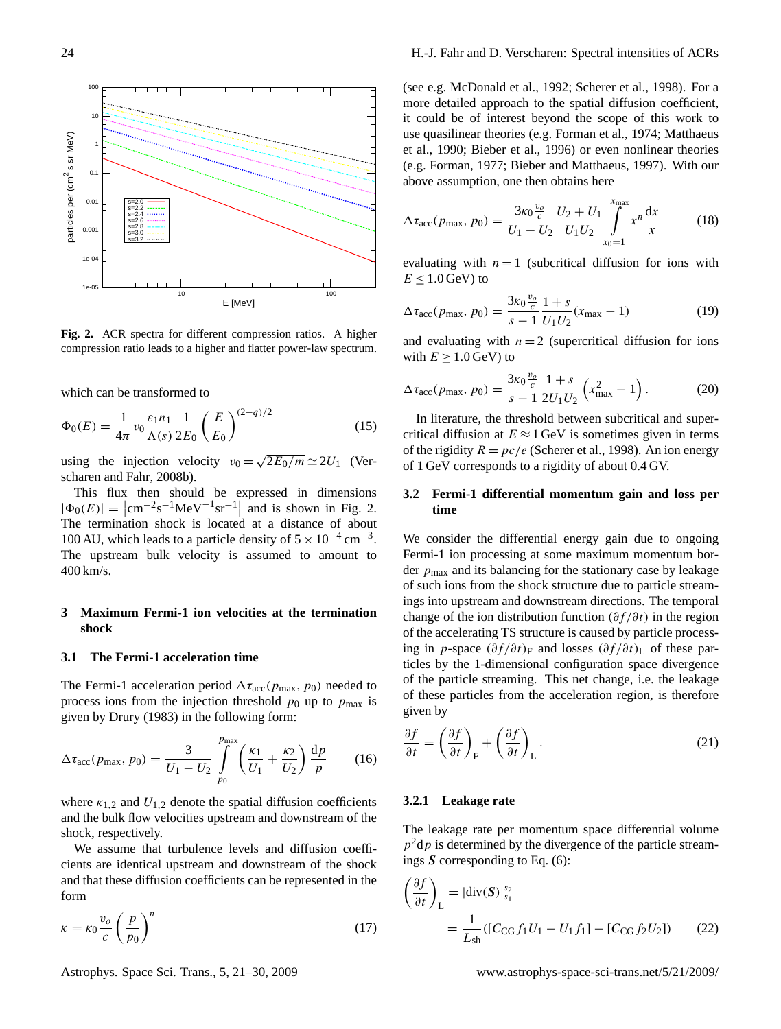Fig. 2. ACR spectra for different compression ratios. A higher compression ratio leads to a higher and flatter power-law spectrum.

which can be transformed to

$$\Phi_0(E) = \frac{1}{4\pi} v_0 \frac{\varepsilon_1 n_1}{\Lambda(s)} \frac{1}{2E_0} \left(\frac{E}{E_0}\right)^{(2-q)/2} \tag{15}$$

using the injection velocity $v_0 = \sqrt{2E_0/m} \simeq 2U_1$ (Verscharen and Fahr, 2008b).

This flux then should be expressed in dimensions $|\Phi_0(E)| = \left|\mathrm{cm}^{-2}\mathrm{s}^{-1}\mathrm{MeV}^{-1}\mathrm{sr}^{-1}\right|$ and is shown in Fig. 2. The termination shock is located at a distance of about 100 AU, which leads to a particle density of $5 \times 10^{-4}\,\mathrm{cm}^{-3}$. The upstream bulk velocity is assumed to amount to 400 km/s.

## 3 Maximum Fermi-1 ion velocities at the termination shock

### 3.1 The Fermi-1 acceleration time

The Fermi-1 acceleration period $\Delta\tau_{\mathrm{acc}}(p_{\max}, p_0)$ needed to process ions from the injection threshold $p_0$ up to $p_{\max}$ is given by Drury (1983) in the following form:

$$\Delta\tau_{\mathrm{acc}}(p_{\max}, p_0) = \frac{3}{U_1 - U_2} \int\limits_{p_0}^{p_{\max}} \left(\frac{\kappa_1}{U_1} + \frac{\kappa_2}{U_2}\right) \frac{\mathrm{d}p}{p} \tag{16}$$

where $\kappa_{1,2}$ and $U_{1,2}$ denote the spatial diffusion coefficients and the bulk flow velocities upstream and downstream of the shock, respectively.

We assume that turbulence levels and diffusion coefficients are identical upstream and downstream of the shock and that these diffusion coefficients can be represented in the form

$$\kappa = \kappa_0 \frac{v_o}{c} \left(\frac{p}{p_0}\right)^n \tag{17}$$

(see e.g. McDonald et al., 1992; Scherer et al., 1998). For a more detailed approach to the spatial diffusion coefficient, it could be of interest beyond the scope of this work to use quasilinear theories (e.g. Forman et al., 1974; Matthaeus et al., 1990; Bieber et al., 1996) or even nonlinear theories (e.g. Forman, 1977; Bieber and Matthaeus, 1997). With our above assumption, one then obtains here

$$\Delta\tau_{\mathrm{acc}}(p_{\max}, p_0) = \frac{3\kappa_0 \frac{v_o}{c}}{U_1 - U_2} \frac{U_2 + U_1}{U_1 U_2} \int\limits_{x_0=1}^{x_{\max}} x^n \frac{\mathrm{d}x}{x} \tag{18}$$

evaluating with $n = 1$ (subcritical diffusion for ions with $E \leq 1.0\,\mathrm{GeV}$) to

$$\Delta\tau_{\mathrm{acc}}(p_{\max}, p_0) = \frac{3\kappa_0 \frac{v_o}{c}}{s - 1} \frac{1 + s}{U_1 U_2} (x_{\max} - 1) \tag{19}$$

and evaluating with $n = 2$ (supercritical diffusion for ions with $E \geq 1.0\,\mathrm{GeV}$) to

$$\Delta\tau_{\mathrm{acc}}(p_{\max}, p_0) = \frac{3\kappa_0 \frac{v_o}{c}}{s - 1} \frac{1 + s}{2U_1 U_2} \left(x_{\max}^2 - 1\right). \tag{20}$$

In literature, the threshold between subcritical and supercritical diffusion at $E \approx 1\,\mathrm{GeV}$ is sometimes given in terms of the rigidity $R = pc/e$ (Scherer et al., 1998). An ion energy of 1 GeV corresponds to a rigidity of about 0.4 GV.

### 3.2 Fermi-1 differential momentum gain and loss per time

We consider the differential energy gain due to ongoing Fermi-1 ion processing at some maximum momentum border $p_{\max}$ and its balancing for the stationary case by leakage of such ions from the shock structure due to particle streamings into upstream and downstream directions. The temporal change of the ion distribution function $(\partial f/\partial t)$ in the region of the accelerating TS structure is caused by particle processing in $p$-space $(\partial f/\partial t)_{\mathrm{F}}$ and losses $(\partial f/\partial t)_{\mathrm{L}}$ of these particles by the 1-dimensional configuration space divergence of the particle streaming. This net change, i.e. the leakage of these particles from the acceleration region, is therefore given by

$$\frac{\partial f}{\partial t} = \left(\frac{\partial f}{\partial t}\right)_{\mathrm{F}} + \left(\frac{\partial f}{\partial t}\right)_{\mathrm{L}}. \tag{21}$$

#### 3.2.1 Leakage rate

The leakage rate per momentum space differential volume $p^2\mathrm{d}p$ is determined by the divergence of the particle streamings $\boldsymbol{S}$ corresponding to Eq. (6):

$$\begin{aligned}\left(\frac{\partial f}{\partial t}\right)_{\mathrm{L}} &= |\mathrm{div}(\boldsymbol{S})|_{s_1}^{s_2} \\ &= \frac{1}{L_{\mathrm{sh}}}([C_{\mathrm{CG}} f_1 U_1 - U_1 f_1] - [C_{\mathrm{CG}} f_2 U_2]) \end{aligned} \tag{22}$$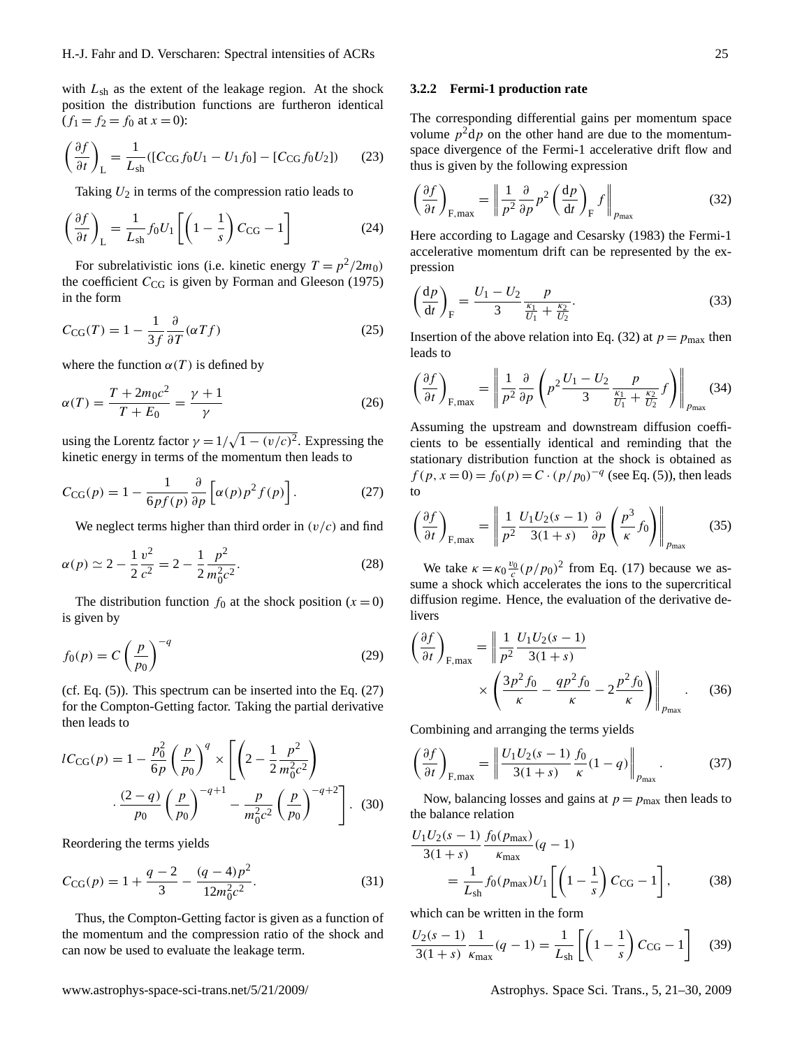with $L_{sh}$ as the extent of the leakage region. At the shock position the distribution functions are furtheron identical ($f_1 = f_2 = f_0$ at $x = 0$):

$$\left(\frac{\partial f}{\partial t}\right)_{\rm L} = \frac{1}{L_{\rm sh}}([C_{\rm CG} f_0 U_1 - U_1 f_0] - [C_{\rm CG} f_0 U_2]) \tag{23}$$

Taking $U_2$ in terms of the compression ratio leads to

$$\left(\frac{\partial f}{\partial t}\right)_{\rm L} = \frac{1}{L_{\rm sh}} f_0 U_1 \left[\left(1 - \frac{1}{s}\right) C_{\rm CG} - 1\right] \tag{24}$$

For subrelativistic ions (i.e. kinetic energy $T = p^2/2m_0$) the coefficient $C_{\rm CG}$ is given by Forman and Gleeson (1975) in the form

$$C_{\rm CG}(T) = 1 - \frac{1}{3f}\frac{\partial}{\partial T}(\alpha T f) \tag{25}$$

where the function $\alpha(T)$ is defined by

$$\alpha(T) = \frac{T + 2m_0 c^2}{T + E_0} = \frac{\gamma + 1}{\gamma} \tag{26}$$

using the Lorentz factor $\gamma = 1/\sqrt{1-(v/c)^2}$. Expressing the kinetic energy in terms of the momentum then leads to

$$C_{\rm CG}(p) = 1 - \frac{1}{6pf(p)}\frac{\partial}{\partial p}\left[\alpha(p) p^2 f(p)\right]. \tag{27}$$

We neglect terms higher than third order in $(v/c)$ and find

$$\alpha(p) \simeq 2 - \frac{1}{2}\frac{v^2}{c^2} = 2 - \frac{1}{2}\frac{p^2}{m_0^2 c^2}. \tag{28}$$

The distribution function $f_0$ at the shock position ($x = 0$) is given by

$$f_0(p) = C\left(\frac{p}{p_0}\right)^{-q} \tag{29}$$

(cf. Eq. (5)). This spectrum can be inserted into the Eq. (27) for the Compton-Getting factor. Taking the partial derivative then leads to

$$lC_{\rm CG}(p) = 1 - \frac{p_0^2}{6p}\left(\frac{p}{p_0}\right)^q \times \left[\left(2 - \frac{1}{2}\frac{p^2}{m_0^2 c^2}\right) \cdot \frac{(2-q)}{p_0}\left(\frac{p}{p_0}\right)^{-q+1} - \frac{p}{m_0^2 c^2}\left(\frac{p}{p_0}\right)^{-q+2}\right]. \tag{30}$$

Reordering the terms yields

$$C_{\rm CG}(p) = 1 + \frac{q-2}{3} - \frac{(q-4)p^2}{12 m_0^2 c^2}. \tag{31}$$

Thus, the Compton-Getting factor is given as a function of the momentum and the compression ratio of the shock and can now be used to evaluate the leakage term.

### 3.2.2 Fermi-1 production rate

The corresponding differential gains per momentum space volume $p^2 {\rm d}p$ on the other hand are due to the momentum-space divergence of the Fermi-1 accelerative drift flow and thus is given by the following expression

$$\left(\frac{\partial f}{\partial t}\right)_{\rm F,max} = \left\| \frac{1}{p^2}\frac{\partial}{\partial p} p^2 \left(\frac{{\rm d}p}{{\rm d}t}\right)_{\rm F} f \right\|_{p_{\rm max}} \tag{32}$$

Here according to Lagage and Cesarsky (1983) the Fermi-1 accelerative momentum drift can be represented by the expression

$$\left(\frac{{\rm d}p}{{\rm d}t}\right)_{\rm F} = \frac{U_1 - U_2}{3}\frac{p}{\frac{\kappa_1}{U_1} + \frac{\kappa_2}{U_2}}. \tag{33}$$

Insertion of the above relation into Eq. (32) at $p = p_{\rm max}$ then leads to

$$\left(\frac{\partial f}{\partial t}\right)_{\rm F,max} = \left\| \frac{1}{p^2}\frac{\partial}{\partial p}\left(p^2 \frac{U_1 - U_2}{3}\frac{p}{\frac{\kappa_1}{U_1} + \frac{\kappa_2}{U_2}} f\right)\right\|_{p_{\rm max}} \tag{34}$$

Assuming the upstream and downstream diffusion coefficients to be essentially identical and reminding that the stationary distribution function at the shock is obtained as $f(p, x = 0) = f_0(p) = C \cdot (p/p_0)^{-q}$ (see Eq. (5)), then leads to

$$\left(\frac{\partial f}{\partial t}\right)_{\rm F,max} = \left\| \frac{1}{p^2}\frac{U_1 U_2 (s-1)}{3(1+s)}\frac{\partial}{\partial p}\left(\frac{p^3}{\kappa} f_0\right)\right\|_{p_{\rm max}} \tag{35}$$

We take $\kappa = \kappa_0 \frac{v_0}{c}(p/p_0)^2$ from Eq. (17) because we assume a shock which accelerates the ions to the supercritical diffusion regime. Hence, the evaluation of the derivative delivers

$$\left(\frac{\partial f}{\partial t}\right)_{\rm F,max} = \left\| \frac{1}{p^2}\frac{U_1 U_2 (s-1)}{3(1+s)} \times \left(\frac{3p^2 f_0}{\kappa} - \frac{q p^2 f_0}{\kappa} - 2\frac{p^2 f_0}{\kappa}\right)\right\|_{p_{\rm max}}. \tag{36}$$

Combining and arranging the terms yields

$$\left(\frac{\partial f}{\partial t}\right)_{\rm F,max} = \left\| \frac{U_1 U_2 (s-1)}{3(1+s)}\frac{f_0}{\kappa}(1-q)\right\|_{p_{\rm max}}. \tag{37}$$

Now, balancing losses and gains at $p = p_{\rm max}$ then leads to the balance relation

$$\frac{U_1 U_2 (s-1)}{3(1+s)}\frac{f_0(p_{\rm max})}{\kappa_{\rm max}}(q-1) = \frac{1}{L_{\rm sh}} f_0(p_{\rm max}) U_1 \left[\left(1 - \frac{1}{s}\right) C_{\rm CG} - 1\right], \tag{38}$$

which can be written in the form

$$\frac{U_2(s-1)}{3(1+s)}\frac{1}{\kappa_{\rm max}}(q-1) = \frac{1}{L_{\rm sh}}\left[\left(1 - \frac{1}{s}\right) C_{\rm CG} - 1\right] \tag{39}$$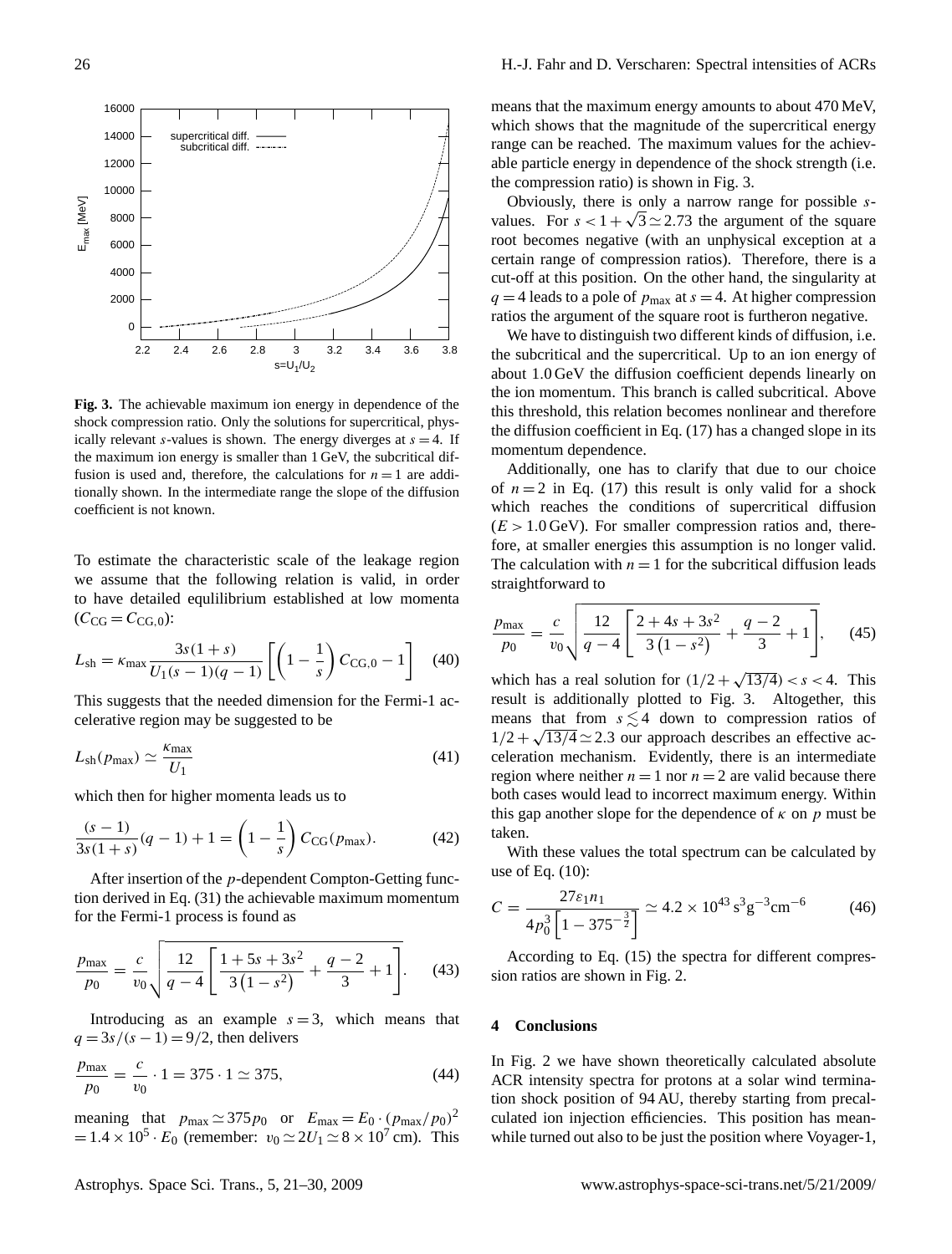**Fig. 3.** The achievable maximum ion energy in dependence of the shock compression ratio. Only the solutions for supercritical, physically relevant $s$-values is shown. The energy diverges at $s = 4$. If the maximum ion energy is smaller than 1 GeV, the subcritical diffusion is used and, therefore, the calculations for $n = 1$ are additionally shown. In the intermediate range the slope of the diffusion coefficient is not known.

To estimate the characteristic scale of the leakage region we assume that the following relation is valid, in order to have detailed equlilibrium established at low momenta ($C_{\mathrm{CG}} = C_{\mathrm{CG},0}$):

$$L_{\mathrm{sh}} = \kappa_{\max} \frac{3s(1+s)}{U_1(s-1)(q-1)} \left[ \left(1 - \frac{1}{s}\right) C_{\mathrm{CG},0} - 1 \right] \quad (40)$$

This suggests that the needed dimension for the Fermi-1 accelerative region may be suggested to be

$$L_{\mathrm{sh}}(p_{\max}) \simeq \frac{\kappa_{\max}}{U_1} \quad (41)$$

which then for higher momenta leads us to

$$\frac{(s-1)}{3s(1+s)}(q-1) + 1 = \left(1 - \frac{1}{s}\right) C_{\mathrm{CG}}(p_{\max}). \quad (42)$$

After insertion of the $p$-dependent Compton-Getting function derived in Eq. (31) the achievable maximum momentum for the Fermi-1 process is found as

$$\frac{p_{\max}}{p_0} = \frac{c}{v_0} \sqrt{\frac{12}{q-4} \left[ \frac{1+5s+3s^2}{3\left(1-s^2\right)} + \frac{q-2}{3} + 1 \right]}. \quad (43)$$

Introducing as an example $s = 3$, which means that $q = 3s/(s-1) = 9/2$, then delivers

$$\frac{p_{\max}}{p_0} = \frac{c}{v_0} \cdot 1 = 375 \cdot 1 \simeq 375, \quad (44)$$

meaning that $p_{\max} \simeq 375 p_0$ or $E_{\max} = E_0 \cdot (p_{\max}/p_0)^2 = 1.4 \times 10^5 \cdot E_0$ (remember: $v_0 \simeq 2U_1 \simeq 8 \times 10^7$ cm). This means that the maximum energy amounts to about 470 MeV, which shows that the magnitude of the supercritical energy range can be reached. The maximum values for the achievable particle energy in dependence of the shock strength (i.e. the compression ratio) is shown in Fig. 3.

Obviously, there is only a narrow range for possible $s$-values. For $s < 1 + \sqrt{3} \simeq 2.73$ the argument of the square root becomes negative (with an unphysical exception at a certain range of compression ratios). Therefore, there is a cut-off at this position. On the other hand, the singularity at $q = 4$ leads to a pole of $p_{\max}$ at $s = 4$. At higher compression ratios the argument of the square root is furtheron negative.

We have to distinguish two different kinds of diffusion, i.e. the subcritical and the supercritical. Up to an ion energy of about 1.0 GeV the diffusion coefficient depends linearly on the ion momentum. This branch is called subcritical. Above this threshold, this relation becomes nonlinear and therefore the diffusion coefficient in Eq. (17) has a changed slope in its momentum dependence.

Additionally, one has to clarify that due to our choice of $n = 2$ in Eq. (17) this result is only valid for a shock which reaches the conditions of supercritical diffusion ($E > 1.0$ GeV). For smaller compression ratios and, therefore, at smaller energies this assumption is no longer valid. The calculation with $n = 1$ for the subcritical diffusion leads straightforward to

$$\frac{p_{\max}}{p_0} = \frac{c}{v_0} \sqrt{\frac{12}{q-4} \left[ \frac{2+4s+3s^2}{3\left(1-s^2\right)} + \frac{q-2}{3} + 1 \right]}, \quad (45)$$

which has a real solution for $(1/2 + \sqrt{13/4}) < s < 4$. This result is additionally plotted to Fig. 3. Altogether, this means that from $s \lesssim 4$ down to compression ratios of $1/2 + \sqrt{13/4} \simeq 2.3$ our approach describes an effective acceleration mechanism. Evidently, there is an intermediate region where neither $n = 1$ nor $n = 2$ are valid because there both cases would lead to incorrect maximum energy. Within this gap another slope for the dependence of $\kappa$ on $p$ must be taken.

With these values the total spectrum can be calculated by use of Eq. (10):

$$C = \frac{27\varepsilon_1 n_1}{4p_0^3 \left[1 - 375^{-\frac{3}{2}}\right]} \simeq 4.2 \times 10^{43}\,\mathrm{s^3 g^{-3} cm^{-6}} \quad (46)$$

According to Eq. (15) the spectra for different compression ratios are shown in Fig. 2.

## 4 Conclusions

In Fig. 2 we have shown theoretically calculated absolute ACR intensity spectra for protons at a solar wind termination shock position of 94 AU, thereby starting from precalculated ion injection efficiencies. This position has meanwhile turned out also to be just the position where Voyager-1,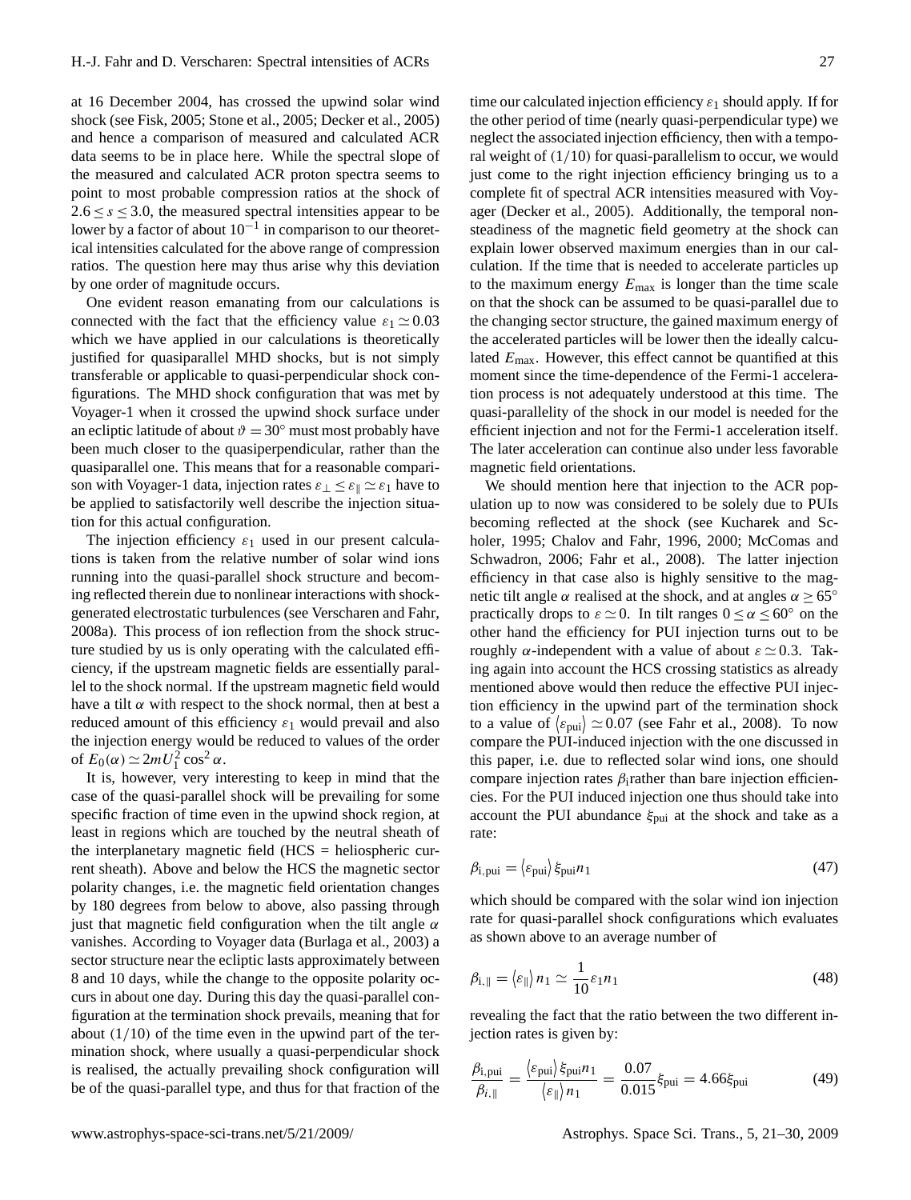at 16 December 2004, has crossed the upwind solar wind shock (see Fisk, 2005; Stone et al., 2005; Decker et al., 2005) and hence a comparison of measured and calculated ACR data seems to be in place here. While the spectral slope of the measured and calculated ACR proton spectra seems to point to most probable compression ratios at the shock of $2.6 \leq s \leq 3.0$, the measured spectral intensities appear to be lower by a factor of about $10^{-1}$ in comparison to our theoretical intensities calculated for the above range of compression ratios. The question here may thus arise why this deviation by one order of magnitude occurs.

One evident reason emanating from our calculations is connected with the fact that the efficiency value $\varepsilon_1 \simeq 0.03$ which we have applied in our calculations is theoretically justified for quasiparallel MHD shocks, but is not simply transferable or applicable to quasi-perpendicular shock configurations. The MHD shock configuration that was met by Voyager-1 when it crossed the upwind shock surface under an ecliptic latitude of about $\vartheta = 30^\circ$ must most probably have been much closer to the quasiperpendicular, rather than the quasiparallel one. This means that for a reasonable comparison with Voyager-1 data, injection rates $\varepsilon_\perp \leq \varepsilon_\parallel \simeq \varepsilon_1$ have to be applied to satisfactorily well describe the injection situation for this actual configuration.

The injection efficiency $\varepsilon_1$ used in our present calculations is taken from the relative number of solar wind ions running into the quasi-parallel shock structure and becoming reflected therein due to nonlinear interactions with shock-generated electrostatic turbulences (see Verscharen and Fahr, 2008a). This process of ion reflection from the shock structure studied by us is only operating with the calculated efficiency, if the upstream magnetic fields are essentially parallel to the shock normal. If the upstream magnetic field would have a tilt $\alpha$ with respect to the shock normal, then at best a reduced amount of this efficiency $\varepsilon_1$ would prevail and also the injection energy would be reduced to values of the order of $E_0(\alpha) \simeq 2mU_1^2 \cos^2\alpha$.

It is, however, very interesting to keep in mind that the case of the quasi-parallel shock will be prevailing for some specific fraction of time even in the upwind shock region, at least in regions which are touched by the neutral sheath of the interplanetary magnetic field (HCS = heliospheric current sheath). Above and below the HCS the magnetic sector polarity changes, i.e. the magnetic field orientation changes by 180 degrees from below to above, also passing through just that magnetic field configuration when the tilt angle $\alpha$ vanishes. According to Voyager data (Burlaga et al., 2003) a sector structure near the ecliptic lasts approximately between 8 and 10 days, while the change to the opposite polarity occurs in about one day. During this day the quasi-parallel configuration at the termination shock prevails, meaning that for about $(1/10)$ of the time even in the upwind part of the termination shock, where usually a quasi-perpendicular shock is realised, the actually prevailing shock configuration will be of the quasi-parallel type, and thus for that fraction of the time our calculated injection efficiency $\varepsilon_1$ should apply. If for the other period of time (nearly quasi-perpendicular type) we neglect the associated injection efficiency, then with a temporal weight of $(1/10)$ for quasi-parallelism to occur, we would just come to the right injection efficiency bringing us to a complete fit of spectral ACR intensities measured with Voyager (Decker et al., 2005). Additionally, the temporal non-steadiness of the magnetic field geometry at the shock can explain lower observed maximum energies than in our calculation. If the time that is needed to accelerate particles up to the maximum energy $E_{\max}$ is longer than the time scale on that the shock can be assumed to be quasi-parallel due to the changing sector structure, the gained maximum energy of the accelerated particles will be lower then the ideally calculated $E_{\max}$. However, this effect cannot be quantified at this moment since the time-dependence of the Fermi-1 acceleration process is not adequately understood at this time. The quasi-parallelity of the shock in our model is needed for the efficient injection and not for the Fermi-1 acceleration itself. The later acceleration can continue also under less favorable magnetic field orientations.

We should mention here that injection to the ACR population up to now was considered to be solely due to PUIs becoming reflected at the shock (see Kucharek and Scholer, 1995; Chalov and Fahr, 1996, 2000; McComas and Schwadron, 2006; Fahr et al., 2008). The latter injection efficiency in that case also is highly sensitive to the magnetic tilt angle $\alpha$ realised at the shock, and at angles $\alpha \geq 65^\circ$ practically drops to $\varepsilon \simeq 0$. In tilt ranges $0 \leq \alpha \leq 60^\circ$ on the other hand the efficiency for PUI injection turns out to be roughly $\alpha$-independent with a value of about $\varepsilon \simeq 0.3$. Taking again into account the HCS crossing statistics as already mentioned above would then reduce the effective PUI injection efficiency in the upwind part of the termination shock to a value of $\langle\varepsilon_{\mathrm{pui}}\rangle \simeq 0.07$ (see Fahr et al., 2008). To now compare the PUI-induced injection with the one discussed in this paper, i.e. due to reflected solar wind ions, one should compare injection rates $\beta_{\mathrm{i}}$rather than bare injection efficiencies. For the PUI induced injection one thus should take into account the PUI abundance $\xi_{\mathrm{pui}}$ at the shock and take as a rate:

$$\beta_{\mathrm{i,pui}} = \langle\varepsilon_{\mathrm{pui}}\rangle \xi_{\mathrm{pui}} n_1 \tag{47}$$

which should be compared with the solar wind ion injection rate for quasi-parallel shock configurations which evaluates as shown above to an average number of

$$\beta_{\mathrm{i},\parallel} = \langle\varepsilon_\parallel\rangle n_1 \simeq \frac{1}{10}\varepsilon_1 n_1 \tag{48}$$

revealing the fact that the ratio between the two different injection rates is given by:

$$\frac{\beta_{\mathrm{i,pui}}}{\beta_{i,\parallel}} = \frac{\langle\varepsilon_{\mathrm{pui}}\rangle \xi_{\mathrm{pui}} n_1}{\langle\varepsilon_\parallel\rangle n_1} = \frac{0.07}{0.015}\xi_{\mathrm{pui}} = 4.66\xi_{\mathrm{pui}} \tag{49}$$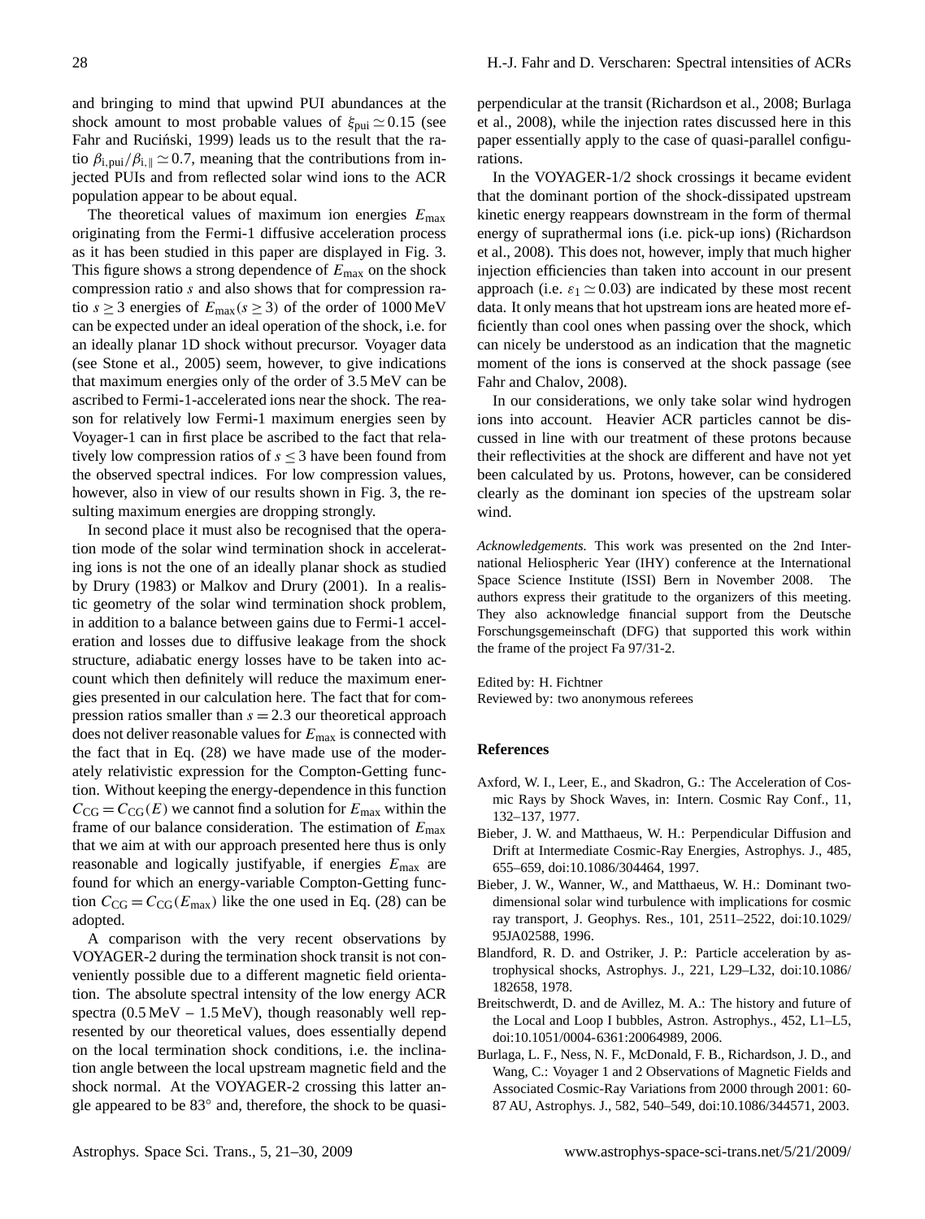and bringing to mind that upwind PUI abundances at the shock amount to most probable values of $\xi_{\rm pui} \simeq 0.15$ (see Fahr and Ruciński, 1999) leads us to the result that the ratio $\beta_{\rm i,pui}/\beta_{\rm i,\parallel} \simeq 0.7$, meaning that the contributions from injected PUIs and from reflected solar wind ions to the ACR population appear to be about equal.

The theoretical values of maximum ion energies $E_{\rm max}$ originating from the Fermi-1 diffusive acceleration process as it has been studied in this paper are displayed in Fig. 3. This figure shows a strong dependence of $E_{\rm max}$ on the shock compression ratio $s$ and also shows that for compression ratio $s \geq 3$ energies of $E_{\rm max}(s \geq 3)$ of the order of 1000 MeV can be expected under an ideal operation of the shock, i.e. for an ideally planar 1D shock without precursor. Voyager data (see Stone et al., 2005) seem, however, to give indications that maximum energies only of the order of 3.5 MeV can be ascribed to Fermi-1-accelerated ions near the shock. The reason for relatively low Fermi-1 maximum energies seen by Voyager-1 can in first place be ascribed to the fact that relatively low compression ratios of $s \leq 3$ have been found from the observed spectral indices. For low compression values, however, also in view of our results shown in Fig. 3, the resulting maximum energies are dropping strongly.

In second place it must also be recognised that the operation mode of the solar wind termination shock in accelerating ions is not the one of an ideally planar shock as studied by Drury (1983) or Malkov and Drury (2001). In a realistic geometry of the solar wind termination shock problem, in addition to a balance between gains due to Fermi-1 acceleration and losses due to diffusive leakage from the shock structure, adiabatic energy losses have to be taken into account which then definitely will reduce the maximum energies presented in our calculation here. The fact that for compression ratios smaller than $s = 2.3$ our theoretical approach does not deliver reasonable values for $E_{\rm max}$ is connected with the fact that in Eq. (28) we have made use of the moderately relativistic expression for the Compton-Getting function. Without keeping the energy-dependence in this function $C_{\rm CG} = C_{\rm CG}(E)$ we cannot find a solution for $E_{\rm max}$ within the frame of our balance consideration. The estimation of $E_{\rm max}$ that we aim at with our approach presented here thus is only reasonable and logically justifyable, if energies $E_{\rm max}$ are found for which an energy-variable Compton-Getting function $C_{\rm CG} = C_{\rm CG}(E_{\rm max})$ like the one used in Eq. (28) can be adopted.

A comparison with the very recent observations by VOYAGER-2 during the termination shock transit is not conveniently possible due to a different magnetic field orientation. The absolute spectral intensity of the low energy ACR spectra (0.5 MeV – 1.5 MeV), though reasonably well represented by our theoretical values, does essentially depend on the local termination shock conditions, i.e. the inclination angle between the local upstream magnetic field and the shock normal. At the VOYAGER-2 crossing this latter angle appeared to be 83° and, therefore, the shock to be quasi-perpendicular at the transit (Richardson et al., 2008; Burlaga et al., 2008), while the injection rates discussed here in this paper essentially apply to the case of quasi-parallel configurations.

In the VOYAGER-1/2 shock crossings it became evident that the dominant portion of the shock-dissipated upstream kinetic energy reappears downstream in the form of thermal energy of suprathermal ions (i.e. pick-up ions) (Richardson et al., 2008). This does not, however, imply that much higher injection efficiencies than taken into account in our present approach (i.e. $\varepsilon_1 \simeq 0.03$) are indicated by these most recent data. It only means that hot upstream ions are heated more efficiently than cool ones when passing over the shock, which can nicely be understood as an indication that the magnetic moment of the ions is conserved at the shock passage (see Fahr and Chalov, 2008).

In our considerations, we only take solar wind hydrogen ions into account. Heavier ACR particles cannot be discussed in line with our treatment of these protons because their reflectivities at the shock are different and have not yet been calculated by us. Protons, however, can be considered clearly as the dominant ion species of the upstream solar wind.

*Acknowledgements.* This work was presented on the 2nd International Heliospheric Year (IHY) conference at the International Space Science Institute (ISSI) Bern in November 2008. The authors express their gratitude to the organizers of this meeting. They also acknowledge financial support from the Deutsche Forschungsgemeinschaft (DFG) that supported this work within the frame of the project Fa 97/31-2.

Edited by: H. Fichtner
Reviewed by: two anonymous referees

## References

Axford, W. I., Leer, E., and Skadron, G.: The Acceleration of Cosmic Rays by Shock Waves, in: Intern. Cosmic Ray Conf., 11, 132–137, 1977.

Bieber, J. W. and Matthaeus, W. H.: Perpendicular Diffusion and Drift at Intermediate Cosmic-Ray Energies, Astrophys. J., 485, 655–659, doi:10.1086/304464, 1997.

Bieber, J. W., Wanner, W., and Matthaeus, W. H.: Dominant two-dimensional solar wind turbulence with implications for cosmic ray transport, J. Geophys. Res., 101, 2511–2522, doi:10.1029/95JA02588, 1996.

Blandford, R. D. and Ostriker, J. P.: Particle acceleration by astrophysical shocks, Astrophys. J., 221, L29–L32, doi:10.1086/182658, 1978.

Breitschwerdt, D. and de Avillez, M. A.: The history and future of the Local and Loop I bubbles, Astron. Astrophys., 452, L1–L5, doi:10.1051/0004-6361:20064989, 2006.

Burlaga, L. F., Ness, N. F., McDonald, F. B., Richardson, J. D., and Wang, C.: Voyager 1 and 2 Observations of Magnetic Fields and Associated Cosmic-Ray Variations from 2000 through 2001: 60-87 AU, Astrophys. J., 582, 540–549, doi:10.1086/344571, 2003.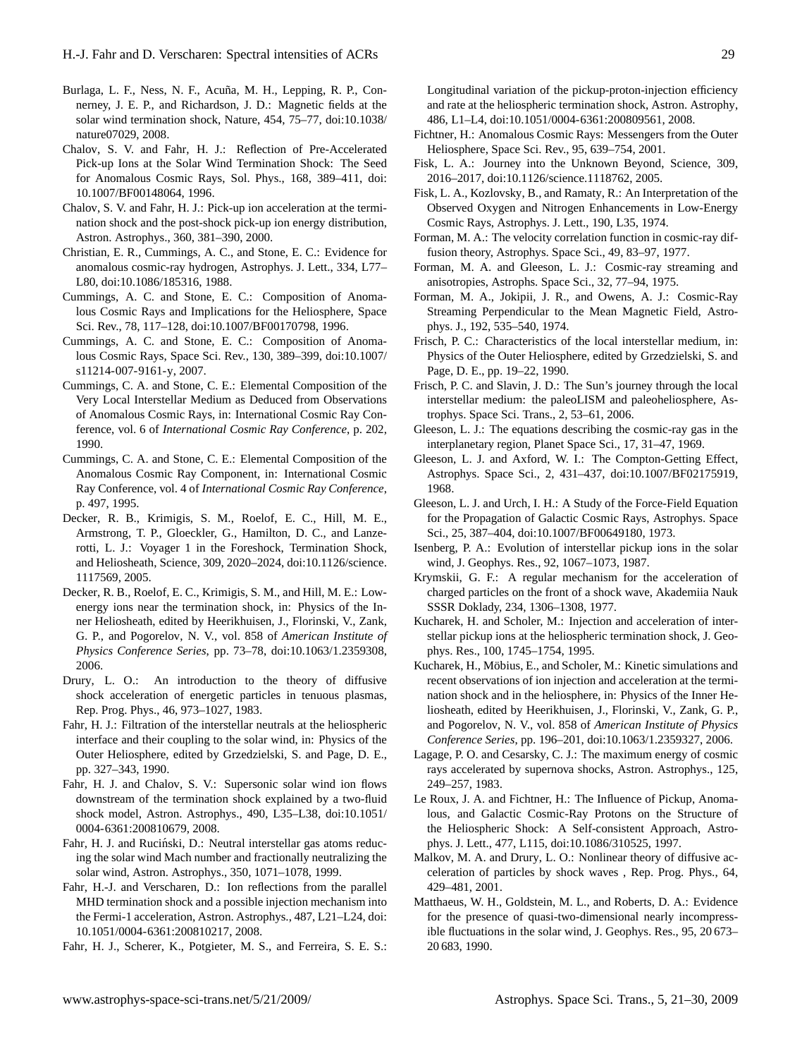Burlaga, L. F., Ness, N. F., Acuña, M. H., Lepping, R. P., Connerney, J. E. P., and Richardson, J. D.: Magnetic fields at the solar wind termination shock, Nature, 454, 75–77, doi:10.1038/nature07029, 2008.

Chalov, S. V. and Fahr, H. J.: Reflection of Pre-Accelerated Pick-up Ions at the Solar Wind Termination Shock: The Seed for Anomalous Cosmic Rays, Sol. Phys., 168, 389–411, doi: 10.1007/BF00148064, 1996.

Chalov, S. V. and Fahr, H. J.: Pick-up ion acceleration at the termination shock and the post-shock pick-up ion energy distribution, Astron. Astrophys., 360, 381–390, 2000.

Christian, E. R., Cummings, A. C., and Stone, E. C.: Evidence for anomalous cosmic-ray hydrogen, Astrophys. J. Lett., 334, L77–L80, doi:10.1086/185316, 1988.

Cummings, A. C. and Stone, E. C.: Composition of Anomalous Cosmic Rays and Implications for the Heliosphere, Space Sci. Rev., 78, 117–128, doi:10.1007/BF00170798, 1996.

Cummings, A. C. and Stone, E. C.: Composition of Anomalous Cosmic Rays, Space Sci. Rev., 130, 389–399, doi:10.1007/s11214-007-9161-y, 2007.

Cummings, C. A. and Stone, C. E.: Elemental Composition of the Very Local Interstellar Medium as Deduced from Observations of Anomalous Cosmic Rays, in: International Cosmic Ray Conference, vol. 6 of *International Cosmic Ray Conference*, p. 202, 1990.

Cummings, C. A. and Stone, C. E.: Elemental Composition of the Anomalous Cosmic Ray Component, in: International Cosmic Ray Conference, vol. 4 of *International Cosmic Ray Conference*, p. 497, 1995.

Decker, R. B., Krimigis, S. M., Roelof, E. C., Hill, M. E., Armstrong, T. P., Gloeckler, G., Hamilton, D. C., and Lanzerotti, L. J.: Voyager 1 in the Foreshock, Termination Shock, and Heliosheath, Science, 309, 2020–2024, doi:10.1126/science.1117569, 2005.

Decker, R. B., Roelof, E. C., Krimigis, S. M., and Hill, M. E.: Low-energy ions near the termination shock, in: Physics of the Inner Heliosheath, edited by Heerikhuisen, J., Florinski, V., Zank, G. P., and Pogorelov, N. V., vol. 858 of *American Institute of Physics Conference Series*, pp. 73–78, doi:10.1063/1.2359308, 2006.

Drury, L. O.: An introduction to the theory of diffusive shock acceleration of energetic particles in tenuous plasmas, Rep. Prog. Phys., 46, 973–1027, 1983.

Fahr, H. J.: Filtration of the interstellar neutrals at the heliospheric interface and their coupling to the solar wind, in: Physics of the Outer Heliosphere, edited by Grzedzielski, S. and Page, D. E., pp. 327–343, 1990.

Fahr, H. J. and Chalov, S. V.: Supersonic solar wind ion flows downstream of the termination shock explained by a two-fluid shock model, Astron. Astrophys., 490, L35–L38, doi:10.1051/0004-6361:200810679, 2008.

Fahr, H. J. and Ruciński, D.: Neutral interstellar gas atoms reducing the solar wind Mach number and fractionally neutralizing the solar wind, Astron. Astrophys., 350, 1071–1078, 1999.

Fahr, H.-J. and Verscharen, D.: Ion reflections from the parallel MHD termination shock and a possible injection mechanism into the Fermi-1 acceleration, Astron. Astrophys., 487, L21–L24, doi: 10.1051/0004-6361:200810217, 2008.

Fahr, H. J., Scherer, K., Potgieter, M. S., and Ferreira, S. E. S.: Longitudinal variation of the pickup-proton-injection efficiency and rate at the heliospheric termination shock, Astron. Astrophy, 486, L1–L4, doi:10.1051/0004-6361:200809561, 2008.

Fichtner, H.: Anomalous Cosmic Rays: Messengers from the Outer Heliosphere, Space Sci. Rev., 95, 639–754, 2001.

Fisk, L. A.: Journey into the Unknown Beyond, Science, 309, 2016–2017, doi:10.1126/science.1118762, 2005.

Fisk, L. A., Kozlovsky, B., and Ramaty, R.: An Interpretation of the Observed Oxygen and Nitrogen Enhancements in Low-Energy Cosmic Rays, Astrophys. J. Lett., 190, L35, 1974.

Forman, M. A.: The velocity correlation function in cosmic-ray diffusion theory, Astrophys. Space Sci., 49, 83–97, 1977.

Forman, M. A. and Gleeson, L. J.: Cosmic-ray streaming and anisotropies, Astrophs. Space Sci., 32, 77–94, 1975.

Forman, M. A., Jokipii, J. R., and Owens, A. J.: Cosmic-Ray Streaming Perpendicular to the Mean Magnetic Field, Astrophys. J., 192, 535–540, 1974.

Frisch, P. C.: Characteristics of the local interstellar medium, in: Physics of the Outer Heliosphere, edited by Grzedzielski, S. and Page, D. E., pp. 19–22, 1990.

Frisch, P. C. and Slavin, J. D.: The Sun's journey through the local interstellar medium: the paleoLISM and paleoheliosphere, Astrophys. Space Sci. Trans., 2, 53–61, 2006.

Gleeson, L. J.: The equations describing the cosmic-ray gas in the interplanetary region, Planet Space Sci., 17, 31–47, 1969.

Gleeson, L. J. and Axford, W. I.: The Compton-Getting Effect, Astrophys. Space Sci., 2, 431–437, doi:10.1007/BF02175919, 1968.

Gleeson, L. J. and Urch, I. H.: A Study of the Force-Field Equation for the Propagation of Galactic Cosmic Rays, Astrophys. Space Sci., 25, 387–404, doi:10.1007/BF00649180, 1973.

Isenberg, P. A.: Evolution of interstellar pickup ions in the solar wind, J. Geophys. Res., 92, 1067–1073, 1987.

Krymskii, G. F.: A regular mechanism for the acceleration of charged particles on the front of a shock wave, Akademiia Nauk SSSR Doklady, 234, 1306–1308, 1977.

Kucharek, H. and Scholer, M.: Injection and acceleration of interstellar pickup ions at the heliospheric termination shock, J. Geophys. Res., 100, 1745–1754, 1995.

Kucharek, H., Möbius, E., and Scholer, M.: Kinetic simulations and recent observations of ion injection and acceleration at the termination shock and in the heliosphere, in: Physics of the Inner Heliosheath, edited by Heerikhuisen, J., Florinski, V., Zank, G. P., and Pogorelov, N. V., vol. 858 of *American Institute of Physics Conference Series*, pp. 196–201, doi:10.1063/1.2359327, 2006.

Lagage, P. O. and Cesarsky, C. J.: The maximum energy of cosmic rays accelerated by supernova shocks, Astron. Astrophys., 125, 249–257, 1983.

Le Roux, J. A. and Fichtner, H.: The Influence of Pickup, Anomalous, and Galactic Cosmic-Ray Protons on the Structure of the Heliospheric Shock: A Self-consistent Approach, Astrophys. J. Lett., 477, L115, doi:10.1086/310525, 1997.

Malkov, M. A. and Drury, L. O.: Nonlinear theory of diffusive acceleration of particles by shock waves , Rep. Prog. Phys., 64, 429–481, 2001.

Matthaeus, W. H., Goldstein, M. L., and Roberts, D. A.: Evidence for the presence of quasi-two-dimensional nearly incompressible fluctuations in the solar wind, J. Geophys. Res., 95, 20 673–20 683, 1990.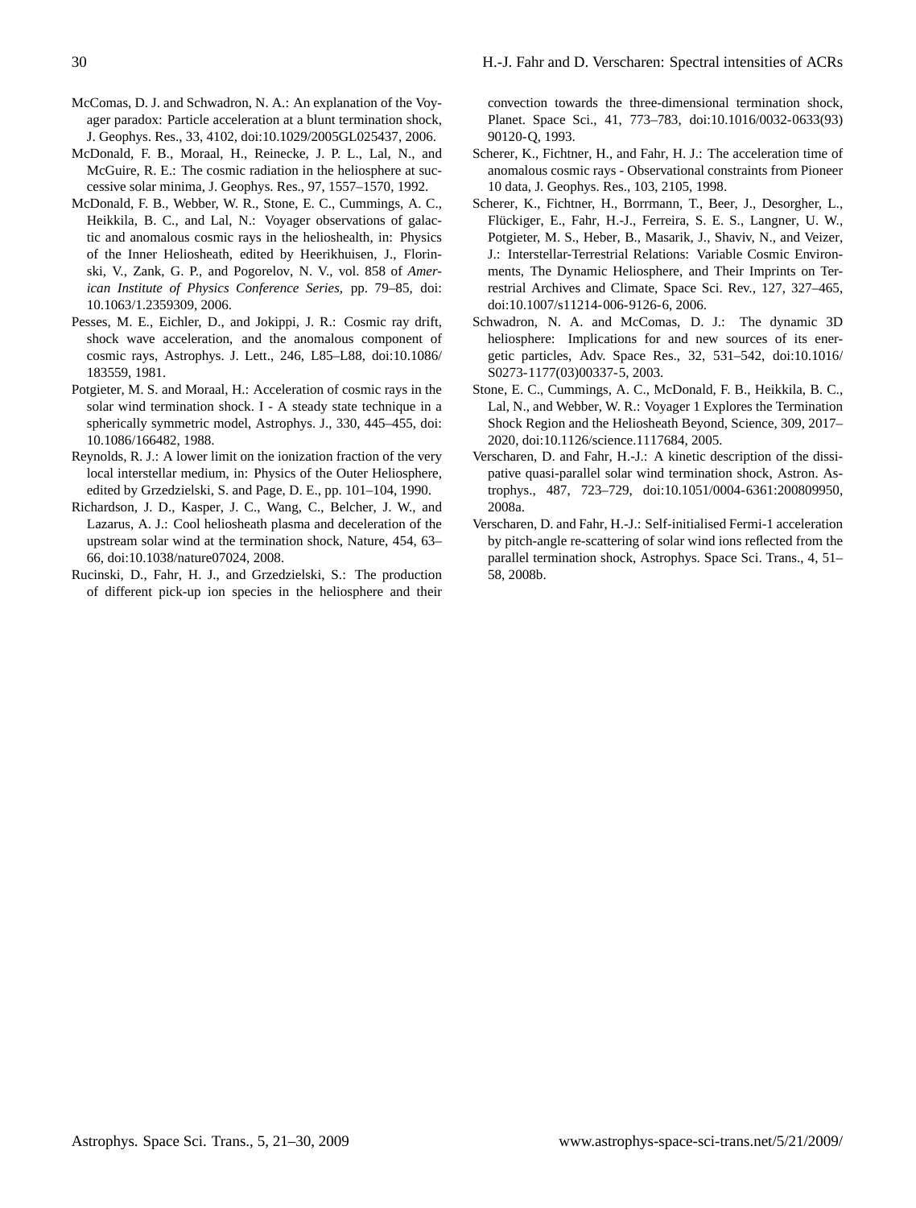McComas, D. J. and Schwadron, N. A.: An explanation of the Voyager paradox: Particle acceleration at a blunt termination shock, J. Geophys. Res., 33, 4102, doi:10.1029/2005GL025437, 2006.

McDonald, F. B., Moraal, H., Reinecke, J. P. L., Lal, N., and McGuire, R. E.: The cosmic radiation in the heliosphere at successive solar minima, J. Geophys. Res., 97, 1557–1570, 1992.

McDonald, F. B., Webber, W. R., Stone, E. C., Cummings, A. C., Heikkila, B. C., and Lal, N.: Voyager observations of galactic and anomalous cosmic rays in the helioshealth, in: Physics of the Inner Heliosheath, edited by Heerikhuisen, J., Florinski, V., Zank, G. P., and Pogorelov, N. V., vol. 858 of *American Institute of Physics Conference Series*, pp. 79–85, doi:10.1063/1.2359309, 2006.

Pesses, M. E., Eichler, D., and Jokippi, J. R.: Cosmic ray drift, shock wave acceleration, and the anomalous component of cosmic rays, Astrophys. J. Lett., 246, L85–L88, doi:10.1086/183559, 1981.

Potgieter, M. S. and Moraal, H.: Acceleration of cosmic rays in the solar wind termination shock. I - A steady state technique in a spherically symmetric model, Astrophys. J., 330, 445–455, doi:10.1086/166482, 1988.

Reynolds, R. J.: A lower limit on the ionization fraction of the very local interstellar medium, in: Physics of the Outer Heliosphere, edited by Grzedzielski, S. and Page, D. E., pp. 101–104, 1990.

Richardson, J. D., Kasper, J. C., Wang, C., Belcher, J. W., and Lazarus, A. J.: Cool heliosheath plasma and deceleration of the upstream solar wind at the termination shock, Nature, 454, 63–66, doi:10.1038/nature07024, 2008.

Rucinski, D., Fahr, H. J., and Grzedzielski, S.: The production of different pick-up ion species in the heliosphere and their convection towards the three-dimensional termination shock, Planet. Space Sci., 41, 773–783, doi:10.1016/0032-0633(93)90120-Q, 1993.

Scherer, K., Fichtner, H., and Fahr, H. J.: The acceleration time of anomalous cosmic rays - Observational constraints from Pioneer 10 data, J. Geophys. Res., 103, 2105, 1998.

Scherer, K., Fichtner, H., Borrmann, T., Beer, J., Desorgher, L., Flückiger, E., Fahr, H.-J., Ferreira, S. E. S., Langner, U. W., Potgieter, M. S., Heber, B., Masarik, J., Shaviv, N., and Veizer, J.: Interstellar-Terrestrial Relations: Variable Cosmic Environments, The Dynamic Heliosphere, and Their Imprints on Terrestrial Archives and Climate, Space Sci. Rev., 127, 327–465, doi:10.1007/s11214-006-9126-6, 2006.

Schwadron, N. A. and McComas, D. J.: The dynamic 3D heliosphere: Implications for and new sources of its energetic particles, Adv. Space Res., 32, 531–542, doi:10.1016/S0273-1177(03)00337-5, 2003.

Stone, E. C., Cummings, A. C., McDonald, F. B., Heikkila, B. C., Lal, N., and Webber, W. R.: Voyager 1 Explores the Termination Shock Region and the Heliosheath Beyond, Science, 309, 2017–2020, doi:10.1126/science.1117684, 2005.

Verscharen, D. and Fahr, H.-J.: A kinetic description of the dissipative quasi-parallel solar wind termination shock, Astron. Astrophys., 487, 723–729, doi:10.1051/0004-6361:200809950, 2008a.

Verscharen, D. and Fahr, H.-J.: Self-initialised Fermi-1 acceleration by pitch-angle re-scattering of solar wind ions reflected from the parallel termination shock, Astrophys. Space Sci. Trans., 4, 51–58, 2008b.